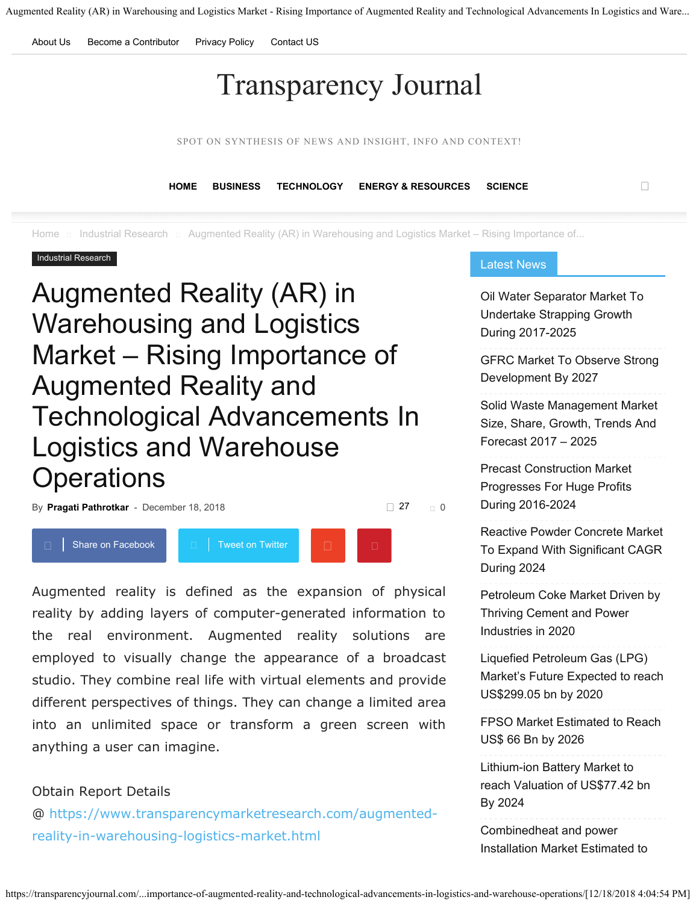About Us Become a Contributor Privacy Policy Contact US

# Transparency Journal

SPOT ON SYNTHESIS OF NEWS AND INSIGHT, INFO AND CONTEXT!

HOME BUSINESS TECHNOLOGY ENERGY & RESOURCES SCIENCE

Home Industrial Research Augmented Reality (AR) in Warehousing and Logistics Market – Rising Importance of...

Industrial Research

# Augmented Reality (AR) in Warehousing and Logistics Market – Rising Importance of Augmented Reality and Technological Advancements In Logistics and Warehouse Operations

By **Pragati Pathrotkar** - December 18, 2018

27 0

Share on Facebook Tweet on Twitter

Augmented reality is defined as the expansion of physical reality by adding layers of computer-generated information to the real environment. Augmented reality solutions are employed to visually change the appearance of a broadcast studio. They combine real life with virtual elements and provide different perspectives of things. They can change a limited area into an unlimited space or transform a green screen with anything a user can imagine.

Obtain Report Details @ https://www.transparencymarketresearch.com/augmented-reality-in-warehousing-logistics-market.html

## Latest News

- Oil Water Separator Market To Undertake Strapping Growth During 2017-2025
- GFRC Market To Observe Strong Development By 2027
- Solid Waste Management Market Size, Share, Growth, Trends And Forecast 2017 – 2025
- Precast Construction Market Progresses For Huge Profits During 2016-2024
- Reactive Powder Concrete Market To Expand With Significant CAGR During 2024
- Petroleum Coke Market Driven by Thriving Cement and Power Industries in 2020
- Liquefied Petroleum Gas (LPG) Market's Future Expected to reach US$299.05 bn by 2020
- FPSO Market Estimated to Reach US$ 66 Bn by 2026
- Lithium-ion Battery Market to reach Valuation of US$77.42 bn By 2024
- Combinedheat and power Installation Market Estimated to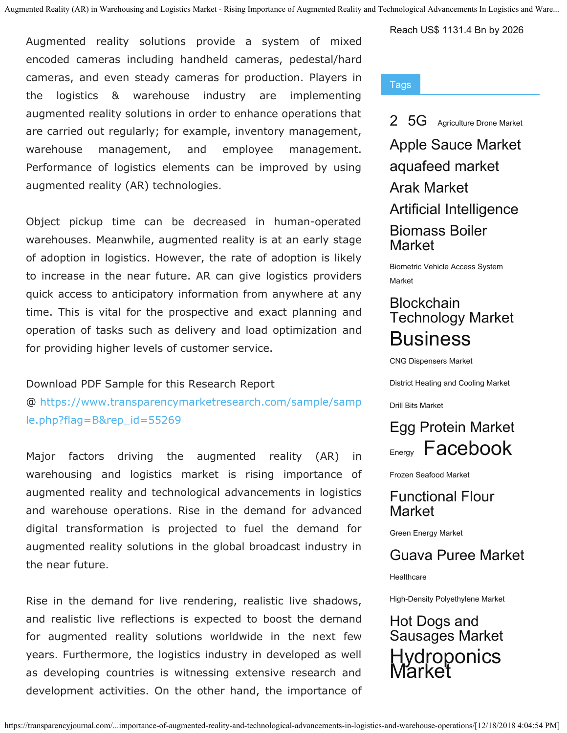Reach US$ 1131.4 Bn by 2026

Augmented reality solutions provide a system of mixed encoded cameras including handheld cameras, pedestal/hard cameras, and even steady cameras for production. Players in the logistics & warehouse industry are implementing augmented reality solutions in order to enhance operations that are carried out regularly; for example, inventory management, warehouse management, and employee management. Performance of logistics elements can be improved by using augmented reality (AR) technologies.

Object pickup time can be decreased in human-operated warehouses. Meanwhile, augmented reality is at an early stage of adoption in logistics. However, the rate of adoption is likely to increase in the near future. AR can give logistics providers quick access to anticipatory information from anywhere at any time. This is vital for the prospective and exact planning and operation of tasks such as delivery and load optimization and for providing higher levels of customer service.

Download PDF Sample for this Research Report @ https://www.transparencymarketresearch.com/sample/sample.php?flag=B&rep_id=55269

Major factors driving the augmented reality (AR) in warehousing and logistics market is rising importance of augmented reality and technological advancements in logistics and warehouse operations. Rise in the demand for advanced digital transformation is projected to fuel the demand for augmented reality solutions in the global broadcast industry in the near future.

Rise in the demand for live rendering, realistic live shadows, and realistic live reflections is expected to boost the demand for augmented reality solutions worldwide in the next few years. Furthermore, the logistics industry in developed as well as developing countries is witnessing extensive research and development activities. On the other hand, the importance of

Tags

2 5G Agriculture Drone Market Apple Sauce Market aquafeed market Arak Market Artificial Intelligence Biomass Boiler Market Biometric Vehicle Access System Market Blockchain Technology Market Business CNG Dispensers Market District Heating and Cooling Market Drill Bits Market Egg Protein Market Energy Facebook Frozen Seafood Market Functional Flour Market Green Energy Market Guava Puree Market Healthcare High-Density Polyethylene Market Hot Dogs and Sausages Market Hydroponics Market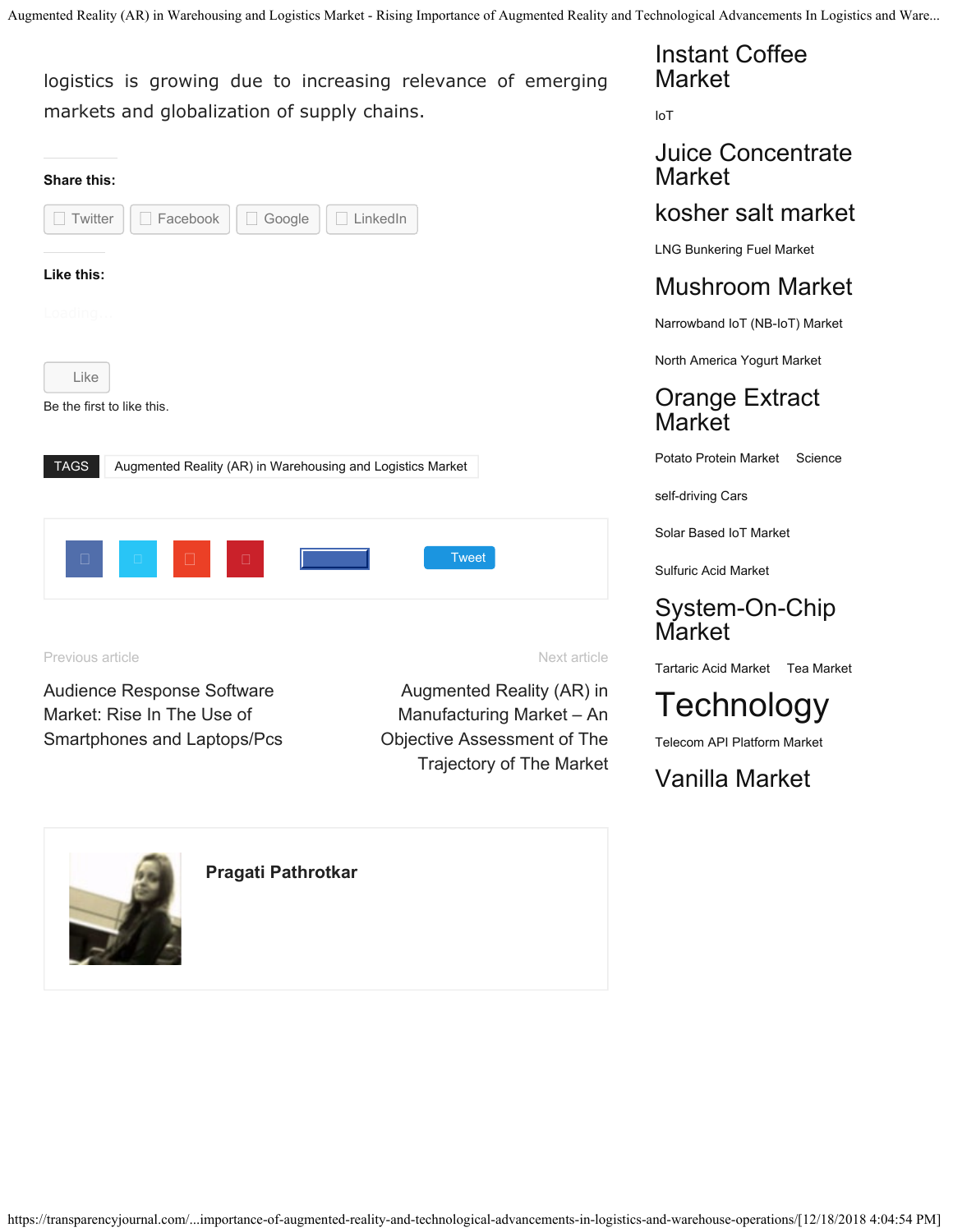logistics is growing due to increasing relevance of emerging markets and globalization of supply chains.

**Share this:**

Twitter Facebook Google LinkedIn

**Like this:**

Like

Be the first to like this.

TAGS Augmented Reality (AR) in Warehousing and Logistics Market

Tweet

Previous article

Audience Response Software Market: Rise In The Use of Smartphones and Laptops/Pcs

Next article

Augmented Reality (AR) in Manufacturing Market – An Objective Assessment of The Trajectory of The Market

**Pragati Pathrotkar**

Instant Coffee Market

IoT

Juice Concentrate Market

kosher salt market

LNG Bunkering Fuel Market

Mushroom Market

Narrowband IoT (NB-IoT) Market

North America Yogurt Market

Orange Extract Market

Potato Protein Market Science

self-driving Cars

Solar Based IoT Market

Sulfuric Acid Market

System-On-Chip Market

Tartaric Acid Market Tea Market

Technology

Telecom API Platform Market

Vanilla Market